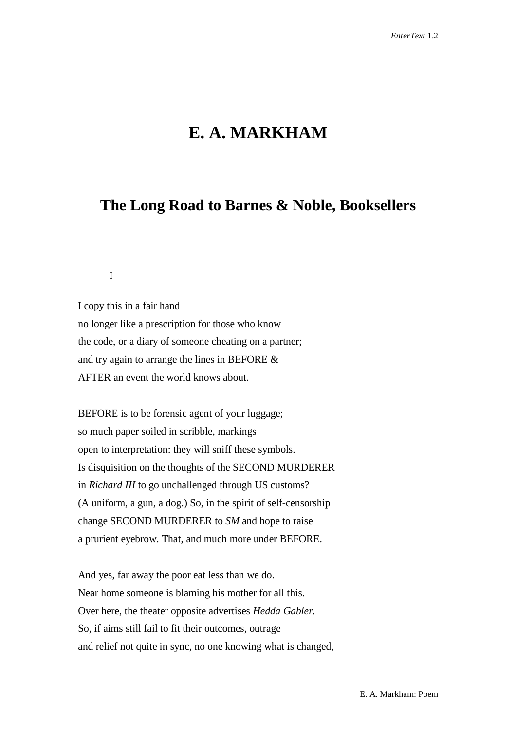# E. A. MARKHAM

## The Long Road to Barnes & Noble, Booksellers

I

I copy this in a fair hand  
no longer like a prescription for those who know  
the code, or a diary of someone cheating on a partner;  
and try again to arrange the lines in BEFORE &  
AFTER an event the world knows about.

BEFORE is to be forensic agent of your luggage;  
so much paper soiled in scribble, markings  
open to interpretation: they will sniff these symbols.  
Is disquisition on the thoughts of the SECOND MURDERER  
in *Richard III* to go unchallenged through US customs?  
(A uniform, a gun, a dog.) So, in the spirit of self-censorship  
change SECOND MURDERER to *SM* and hope to raise  
a prurient eyebrow. That, and much more under BEFORE.

And yes, far away the poor eat less than we do.  
Near home someone is blaming his mother for all this.  
Over here, the theater opposite advertises *Hedda Gabler*.  
So, if aims still fail to fit their outcomes, outrage  
and relief not quite in sync, no one knowing what is changed,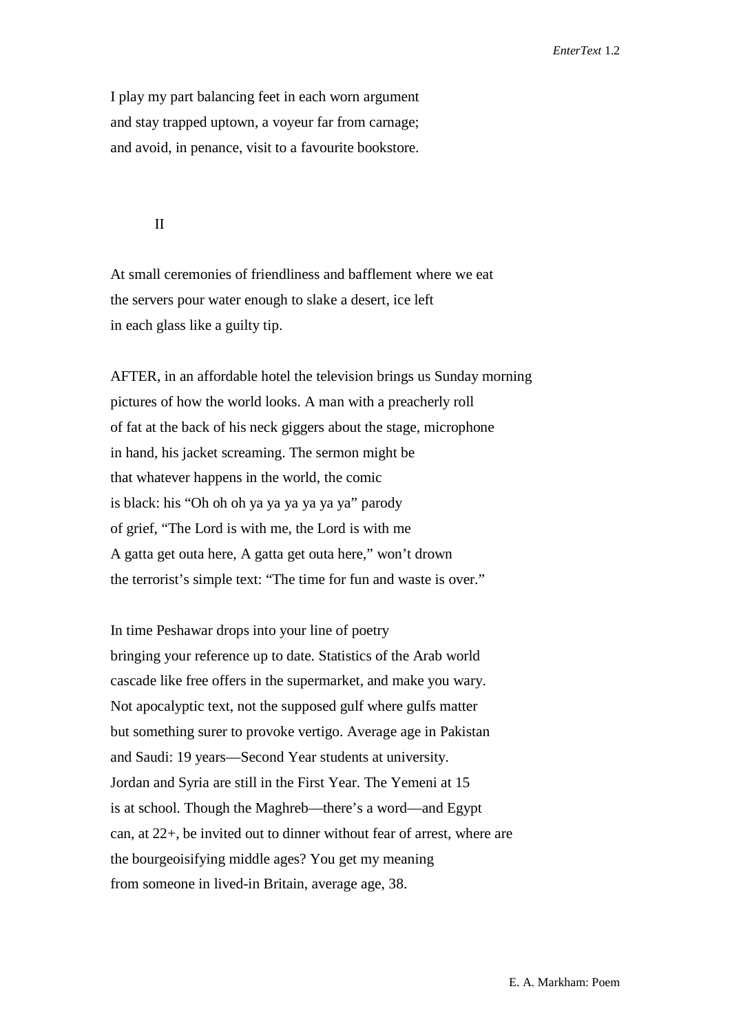I play my part balancing feet in each worn argument  
and stay trapped uptown, a voyeur far from carnage;  
and avoid, in penance, visit to a favourite bookstore.

II

At small ceremonies of friendliness and bafflement where we eat  
the servers pour water enough to slake a desert, ice left  
in each glass like a guilty tip.

AFTER, in an affordable hotel the television brings us Sunday morning  
pictures of how the world looks. A man with a preacherly roll  
of fat at the back of his neck giggers about the stage, microphone  
in hand, his jacket screaming. The sermon might be  
that whatever happens in the world, the comic  
is black: his "Oh oh oh ya ya ya ya ya ya" parody  
of grief, "The Lord is with me, the Lord is with me  
A gatta get outa here, A gatta get outa here," won't drown  
the terrorist's simple text: "The time for fun and waste is over."

In time Peshawar drops into your line of poetry  
bringing your reference up to date. Statistics of the Arab world  
cascade like free offers in the supermarket, and make you wary.  
Not apocalyptic text, not the supposed gulf where gulfs matter  
but something surer to provoke vertigo. Average age in Pakistan  
and Saudi: 19 years—Second Year students at university.  
Jordan and Syria are still in the First Year. The Yemeni at 15  
is at school. Though the Maghreb—there's a word—and Egypt  
can, at 22+, be invited out to dinner without fear of arrest, where are  
the bourgeoisifying middle ages? You get my meaning  
from someone in lived-in Britain, average age, 38.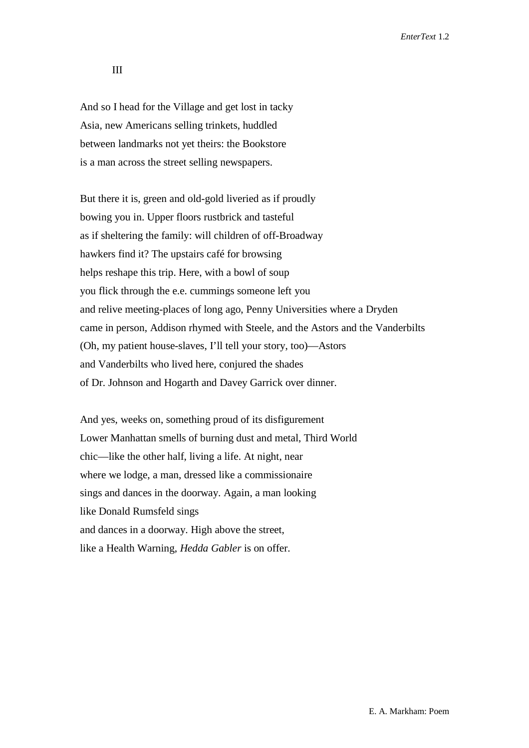III

And so I head for the Village and get lost in tacky
Asia, new Americans selling trinkets, huddled
between landmarks not yet theirs: the Bookstore
is a man across the street selling newspapers.

But there it is, green and old-gold liveried as if proudly
bowing you in. Upper floors rustbrick and tasteful
as if sheltering the family: will children of off-Broadway
hawkers find it? The upstairs café for browsing
helps reshape this trip. Here, with a bowl of soup
you flick through the e.e. cummings someone left you
and relive meeting-places of long ago, Penny Universities where a Dryden
came in person, Addison rhymed with Steele, and the Astors and the Vanderbilts
(Oh, my patient house-slaves, I'll tell your story, too)—Astors
and Vanderbilts who lived here, conjured the shades
of Dr. Johnson and Hogarth and Davey Garrick over dinner.

And yes, weeks on, something proud of its disfigurement
Lower Manhattan smells of burning dust and metal, Third World
chic—like the other half, living a life. At night, near
where we lodge, a man, dressed like a commissionaire
sings and dances in the doorway. Again, a man looking
like Donald Rumsfeld sings
and dances in a doorway. High above the street,
like a Health Warning, *Hedda Gabler* is on offer.